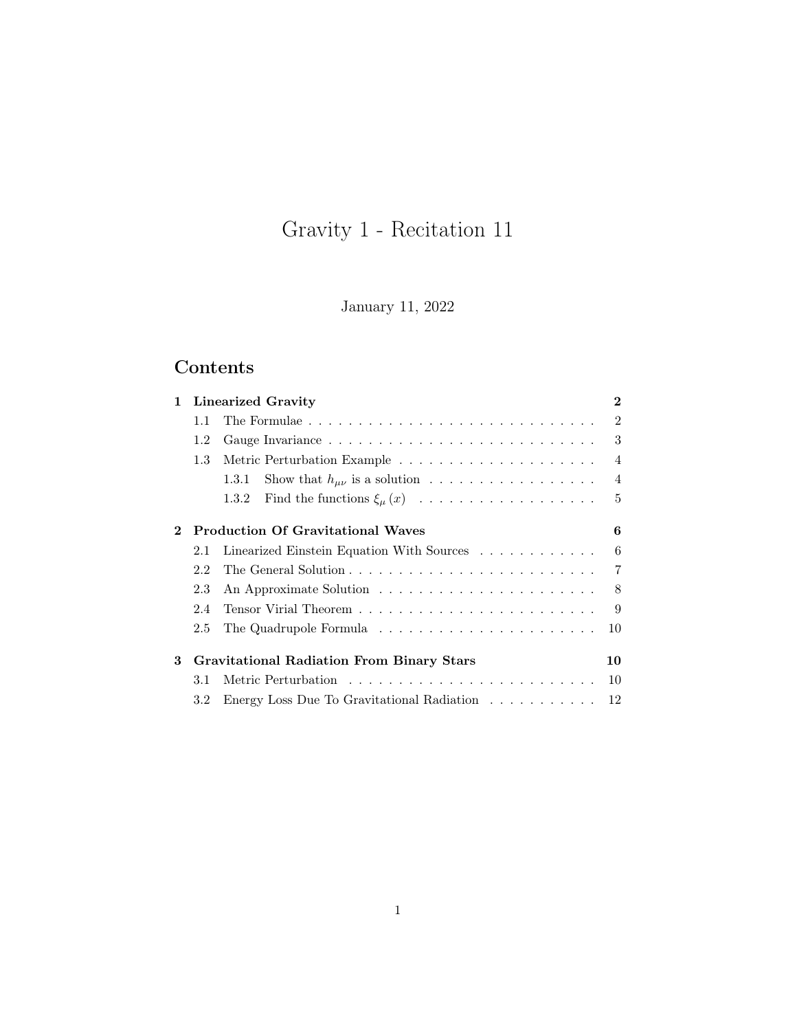# Gravity 1 - Recitation 11

January 11, 2022

## Contents

- **1 Linearized Gravity** — **2**
  - 1.1 The Formulae — 2
  - 1.2 Gauge Invariance — 3
  - 1.3 Metric Perturbation Example — 4
    - 1.3.1 Show that $h_{\mu\nu}$ is a solution — 4
    - 1.3.2 Find the functions $\xi_{\mu}(x)$ — 5
- **2 Production Of Gravitational Waves** — **6**
  - 2.1 Linearized Einstein Equation With Sources — 6
  - 2.2 The General Solution — 7
  - 2.3 An Approximate Solution — 8
  - 2.4 Tensor Virial Theorem — 9
  - 2.5 The Quadrupole Formula — 10
- **3 Gravitational Radiation From Binary Stars** — **10**
  - 3.1 Metric Perturbation — 10
  - 3.2 Energy Loss Due To Gravitational Radiation — 12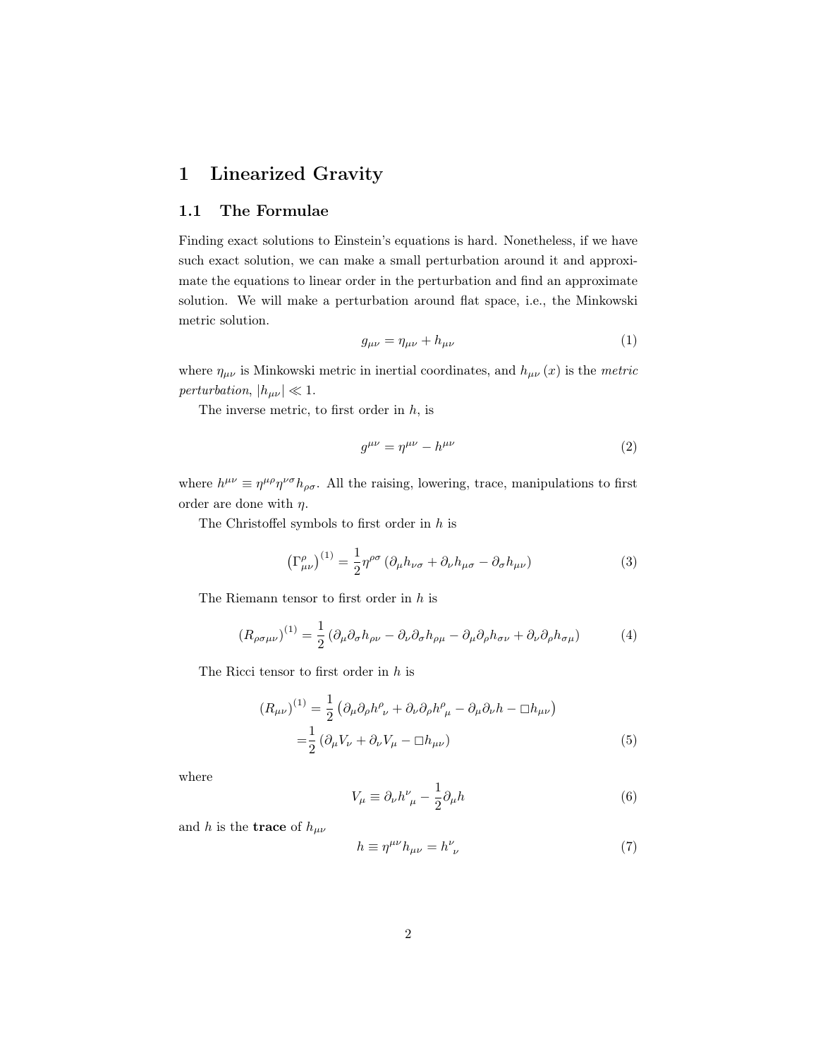# 1 Linearized Gravity

## 1.1 The Formulae

Finding exact solutions to Einstein's equations is hard. Nonetheless, if we have such exact solution, we can make a small perturbation around it and approximate the equations to linear order in the perturbation and find an approximate solution. We will make a perturbation around flat space, i.e., the Minkowski metric solution.

$$g_{\mu\nu} = \eta_{\mu\nu} + h_{\mu\nu} \tag{1}$$

where $\eta_{\mu\nu}$ is Minkowski metric in inertial coordinates, and $h_{\mu\nu}(x)$ is the *metric perturbation*, $|h_{\mu\nu}| \ll 1$.

The inverse metric, to first order in $h$, is

$$g^{\mu\nu} = \eta^{\mu\nu} - h^{\mu\nu} \tag{2}$$

where $h^{\mu\nu} \equiv \eta^{\mu\rho}\eta^{\nu\sigma}h_{\rho\sigma}$. All the raising, lowering, trace, manipulations to first order are done with $\eta$.

The Christoffel symbols to first order in $h$ is

$$\left(\Gamma^{\rho}_{\mu\nu}\right)^{(1)} = \frac{1}{2}\eta^{\rho\sigma}\left(\partial_\mu h_{\nu\sigma} + \partial_\nu h_{\mu\sigma} - \partial_\sigma h_{\mu\nu}\right) \tag{3}$$

The Riemann tensor to first order in $h$ is

$$\left(R_{\rho\sigma\mu\nu}\right)^{(1)} = \frac{1}{2}\left(\partial_\mu\partial_\sigma h_{\rho\nu} - \partial_\nu\partial_\sigma h_{\rho\mu} - \partial_\mu\partial_\rho h_{\sigma\nu} + \partial_\nu\partial_\rho h_{\sigma\mu}\right) \tag{4}$$

The Ricci tensor to first order in $h$ is

$$\begin{aligned}\left(R_{\mu\nu}\right)^{(1)} &= \frac{1}{2}\left(\partial_\mu\partial_\rho h^{\rho}{}_{\nu} + \partial_\nu\partial_\rho h^{\rho}{}_{\mu} - \partial_\mu\partial_\nu h - \Box h_{\mu\nu}\right) \\ &= \frac{1}{2}\left(\partial_\mu V_\nu + \partial_\nu V_\mu - \Box h_{\mu\nu}\right)\end{aligned} \tag{5}$$

where

$$V_\mu \equiv \partial_\nu h^{\nu}{}_{\mu} - \frac{1}{2}\partial_\mu h \tag{6}$$

and $h$ is the **trace** of $h_{\mu\nu}$

$$h \equiv \eta^{\mu\nu}h_{\mu\nu} = h^{\nu}{}_{\nu} \tag{7}$$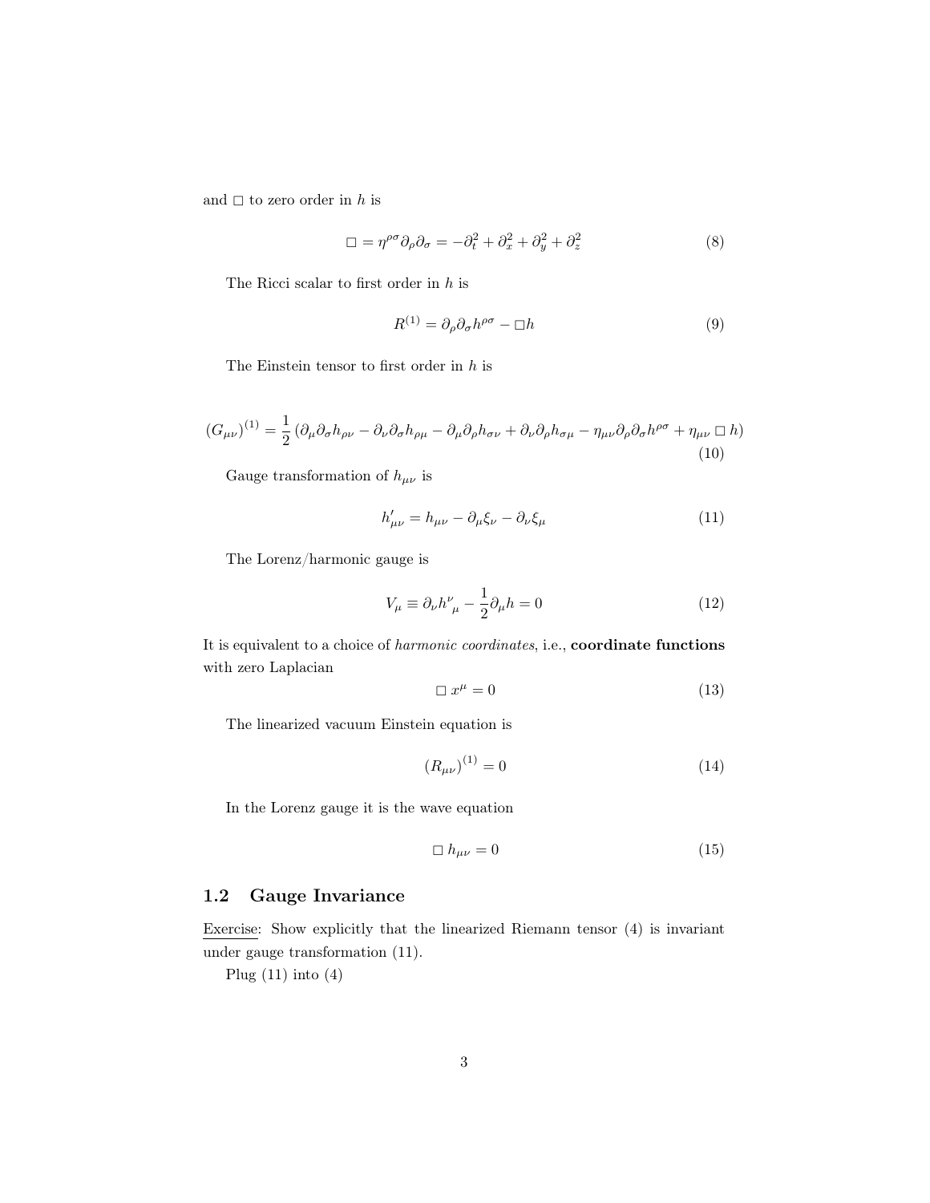and $\square$ to zero order in $h$ is

$$\square = \eta^{\rho\sigma}\partial_\rho\partial_\sigma = -\partial_t^2 + \partial_x^2 + \partial_y^2 + \partial_z^2 \tag{8}$$

The Ricci scalar to first order in $h$ is

$$R^{(1)} = \partial_\rho\partial_\sigma h^{\rho\sigma} - \square h \tag{9}$$

The Einstein tensor to first order in $h$ is

$$(G_{\mu\nu})^{(1)} = \frac{1}{2}\left(\partial_\mu\partial_\sigma h_{\rho\nu} - \partial_\nu\partial_\sigma h_{\rho\mu} - \partial_\mu\partial_\rho h_{\sigma\nu} + \partial_\nu\partial_\rho h_{\sigma\mu} - \eta_{\mu\nu}\partial_\rho\partial_\sigma h^{\rho\sigma} + \eta_{\mu\nu}\,\square\, h\right) \tag{10}$$

Gauge transformation of $h_{\mu\nu}$ is

$$h'_{\mu\nu} = h_{\mu\nu} - \partial_\mu\xi_\nu - \partial_\nu\xi_\mu \tag{11}$$

The Lorenz/harmonic gauge is

$$V_\mu \equiv \partial_\nu h^\nu{}_\mu - \frac{1}{2}\partial_\mu h = 0 \tag{12}$$

It is equivalent to a choice of *harmonic coordinates*, i.e., **coordinate functions** with zero Laplacian

$$\square\, x^\mu = 0 \tag{13}$$

The linearized vacuum Einstein equation is

$$(R_{\mu\nu})^{(1)} = 0 \tag{14}$$

In the Lorenz gauge it is the wave equation

$$\square\, h_{\mu\nu} = 0 \tag{15}$$

## 1.2 Gauge Invariance

Exercise: Show explicitly that the linearized Riemann tensor (4) is invariant under gauge transformation (11).

Plug (11) into (4)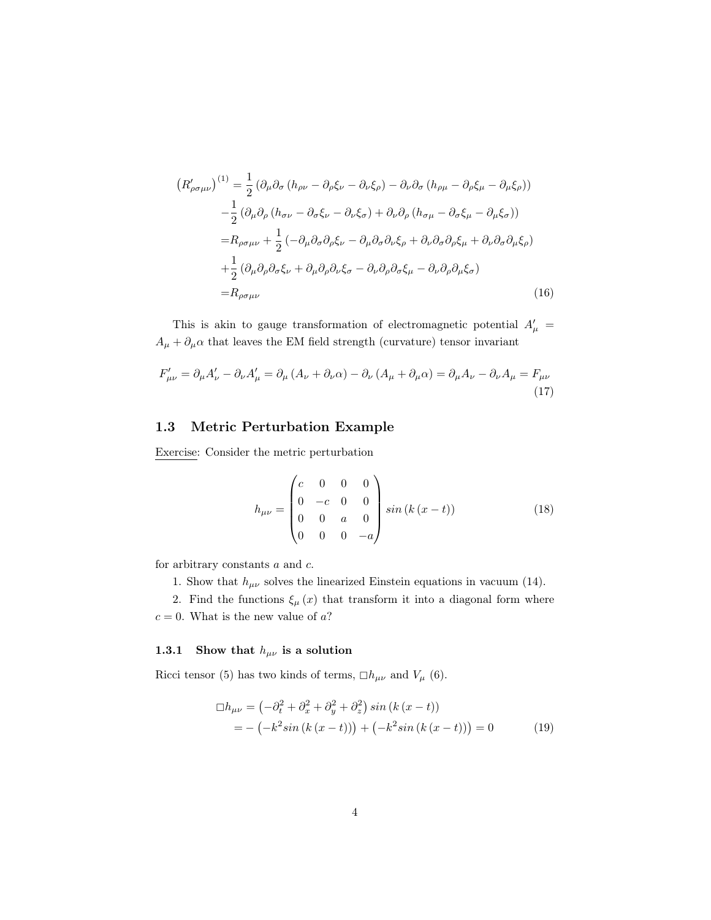$$
\begin{aligned}
\left(R'_{\rho\sigma\mu\nu}\right)^{(1)} =& \frac{1}{2}\left(\partial_\mu\partial_\sigma\left(h_{\rho\nu}-\partial_\rho\xi_\nu-\partial_\nu\xi_\rho\right)-\partial_\nu\partial_\sigma\left(h_{\rho\mu}-\partial_\rho\xi_\mu-\partial_\mu\xi_\rho\right)\right)\\
&-\frac{1}{2}\left(\partial_\mu\partial_\rho\left(h_{\sigma\nu}-\partial_\sigma\xi_\nu-\partial_\nu\xi_\sigma\right)+\partial_\nu\partial_\rho\left(h_{\sigma\mu}-\partial_\sigma\xi_\mu-\partial_\mu\xi_\sigma\right)\right)\\
=&R_{\rho\sigma\mu\nu}+\frac{1}{2}\left(-\partial_\mu\partial_\sigma\partial_\rho\xi_\nu-\partial_\mu\partial_\sigma\partial_\nu\xi_\rho+\partial_\nu\partial_\sigma\partial_\rho\xi_\mu+\partial_\nu\partial_\sigma\partial_\mu\xi_\rho\right)\\
&+\frac{1}{2}\left(\partial_\mu\partial_\rho\partial_\sigma\xi_\nu+\partial_\mu\partial_\rho\partial_\nu\xi_\sigma-\partial_\nu\partial_\rho\partial_\sigma\xi_\mu-\partial_\nu\partial_\rho\partial_\mu\xi_\sigma\right)\\
=&R_{\rho\sigma\mu\nu}
\end{aligned}
\tag{16}
$$

This is akin to gauge transformation of electromagnetic potential $A'_\mu = A_\mu + \partial_\mu\alpha$ that leaves the EM field strength (curvature) tensor invariant

$$
F'_{\mu\nu} = \partial_\mu A'_\nu - \partial_\nu A'_\mu = \partial_\mu\left(A_\nu + \partial_\nu\alpha\right) - \partial_\nu\left(A_\mu + \partial_\mu\alpha\right) = \partial_\mu A_\nu - \partial_\nu A_\mu = F_{\mu\nu}
\tag{17}
$$

### 1.3 Metric Perturbation Example

Exercise: Consider the metric perturbation

$$
h_{\mu\nu} = \begin{pmatrix} c & 0 & 0 & 0 \\ 0 & -c & 0 & 0 \\ 0 & 0 & a & 0 \\ 0 & 0 & 0 & -a \end{pmatrix} sin\left(k\left(x-t\right)\right)
\tag{18}
$$

for arbitrary constants $a$ and $c$.

1. Show that $h_{\mu\nu}$ solves the linearized Einstein equations in vacuum (14).

2. Find the functions $\xi_\mu(x)$ that transform it into a diagonal form where $c = 0$. What is the new value of $a$?

#### 1.3.1 Show that $h_{\mu\nu}$ is a solution

Ricci tensor (5) has two kinds of terms, $\Box h_{\mu\nu}$ and $V_\mu$ (6).

$$
\begin{aligned}
\Box h_{\mu\nu} &= \left(-\partial_t^2 + \partial_x^2 + \partial_y^2 + \partial_z^2\right) sin\left(k\left(x-t\right)\right)\\
&= -\left(-k^2 sin\left(k\left(x-t\right)\right)\right) + \left(-k^2 sin\left(k\left(x-t\right)\right)\right) = 0
\end{aligned}
\tag{19}
$$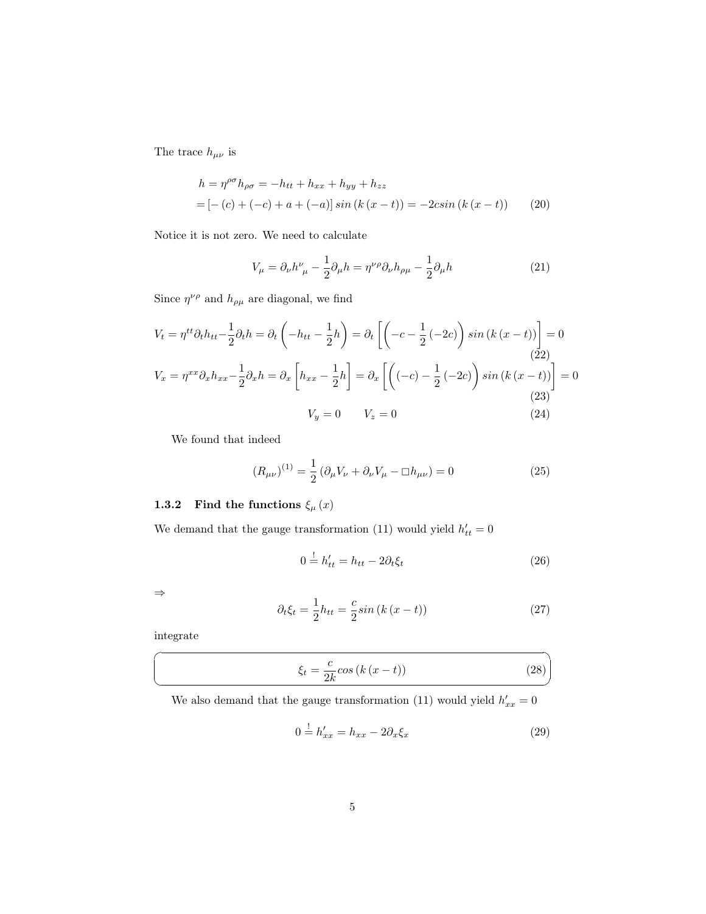The trace $h_{\mu\nu}$ is

$$
\begin{aligned}
h &= \eta^{\rho\sigma} h_{\rho\sigma} = -h_{tt} + h_{xx} + h_{yy} + h_{zz} \\
&= \left[-\left(c\right) + \left(-c\right) + a + \left(-a\right)\right] sin\left(k\left(x-t\right)\right) = -2csin\left(k\left(x-t\right)\right)
\end{aligned}
\tag{20}
$$

Notice it is not zero. We need to calculate

$$
V_\mu = \partial_\nu h^\nu{}_\mu - \frac{1}{2}\partial_\mu h = \eta^{\nu\rho}\partial_\nu h_{\rho\mu} - \frac{1}{2}\partial_\mu h \tag{21}
$$

Since $\eta^{\nu\rho}$ and $h_{\rho\mu}$ are diagonal, we find

$$
V_t = \eta^{tt}\partial_t h_{tt} - \frac{1}{2}\partial_t h = \partial_t\left(-h_{tt} - \frac{1}{2}h\right) = \partial_t\left[\left(-c - \frac{1}{2}\left(-2c\right)\right) sin\left(k\left(x-t\right)\right)\right] = 0 \tag{22}
$$

$$
V_x = \eta^{xx}\partial_x h_{xx} - \frac{1}{2}\partial_x h = \partial_x\left[h_{xx} - \frac{1}{2}h\right] = \partial_x\left[\left(\left(-c\right) - \frac{1}{2}\left(-2c\right)\right) sin\left(k\left(x-t\right)\right)\right] = 0 \tag{23}
$$

$$
V_y = 0 \qquad V_z = 0 \tag{24}
$$

We found that indeed

$$
\left(R_{\mu\nu}\right)^{(1)} = \frac{1}{2}\left(\partial_\mu V_\nu + \partial_\nu V_\mu - \Box h_{\mu\nu}\right) = 0 \tag{25}
$$

### 1.3.2 Find the functions $\xi_\mu(x)$

We demand that the gauge transformation (11) would yield $h'_{tt} = 0$

$$
0 \stackrel{!}{=} h'_{tt} = h_{tt} - 2\partial_t \xi_t \tag{26}
$$

$\Rightarrow$

$$
\partial_t \xi_t = \frac{1}{2}h_{tt} = \frac{c}{2}sin\left(k\left(x-t\right)\right) \tag{27}
$$

integrate

$$
\xi_t = \frac{c}{2k}cos\left(k\left(x-t\right)\right) \tag{28}
$$

We also demand that the gauge transformation (11) would yield $h'_{xx} = 0$

$$
0 \stackrel{!}{=} h'_{xx} = h_{xx} - 2\partial_x \xi_x \tag{29}
$$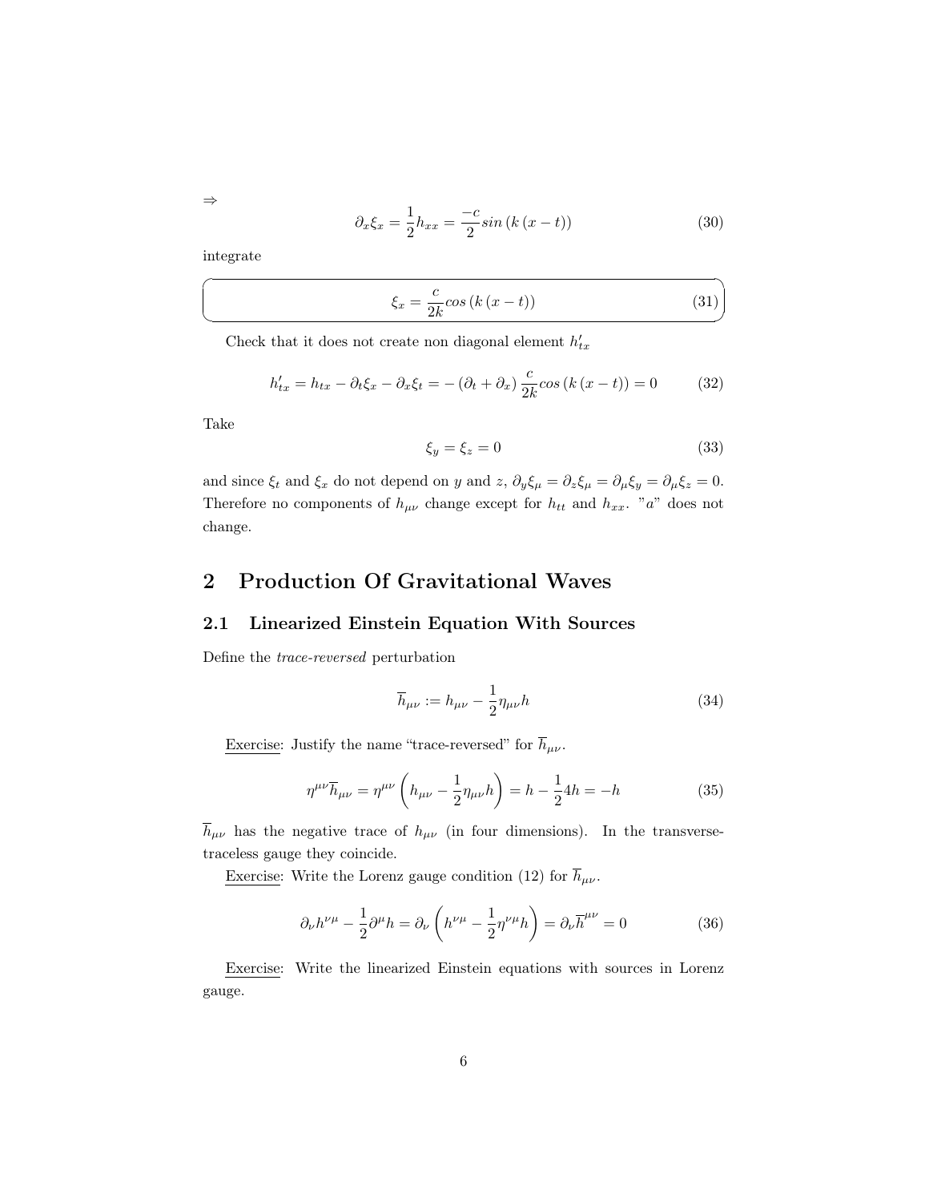$\Rightarrow$

$$\partial_x \xi_x = \frac{1}{2} h_{xx} = \frac{-c}{2} sin\left(k\left(x-t\right)\right) \tag{30}$$

integrate

$$\xi_x = \frac{c}{2k} cos\left(k\left(x-t\right)\right) \tag{31}$$

Check that it does not create non diagonal element $h'_{tx}$

$$h'_{tx} = h_{tx} - \partial_t \xi_x - \partial_x \xi_t = -\left(\partial_t + \partial_x\right) \frac{c}{2k} cos\left(k\left(x-t\right)\right) = 0 \tag{32}$$

Take

$$\xi_y = \xi_z = 0 \tag{33}$$

and since $\xi_t$ and $\xi_x$ do not depend on $y$ and $z$, $\partial_y \xi_\mu = \partial_z \xi_\mu = \partial_\mu \xi_y = \partial_\mu \xi_z = 0$. Therefore no components of $h_{\mu\nu}$ change except for $h_{tt}$ and $h_{xx}$. "$a$" does not change.

# 2 Production Of Gravitational Waves

## 2.1 Linearized Einstein Equation With Sources

Define the *trace-reversed* perturbation

$$\overline{h}_{\mu\nu} := h_{\mu\nu} - \frac{1}{2} \eta_{\mu\nu} h \tag{34}$$

Exercise: Justify the name "trace-reversed" for $\overline{h}_{\mu\nu}$.

$$\eta^{\mu\nu} \overline{h}_{\mu\nu} = \eta^{\mu\nu} \left(h_{\mu\nu} - \frac{1}{2} \eta_{\mu\nu} h\right) = h - \frac{1}{2} 4h = -h \tag{35}$$

$\overline{h}_{\mu\nu}$ has the negative trace of $h_{\mu\nu}$ (in four dimensions). In the transverse-traceless gauge they coincide.

Exercise: Write the Lorenz gauge condition (12) for $\overline{h}_{\mu\nu}$.

$$\partial_\nu h^{\nu\mu} - \frac{1}{2} \partial^\mu h = \partial_\nu \left(h^{\nu\mu} - \frac{1}{2} \eta^{\nu\mu} h\right) = \partial_\nu \overline{h}^{\mu\nu} = 0 \tag{36}$$

Exercise: Write the linearized Einstein equations with sources in Lorenz gauge.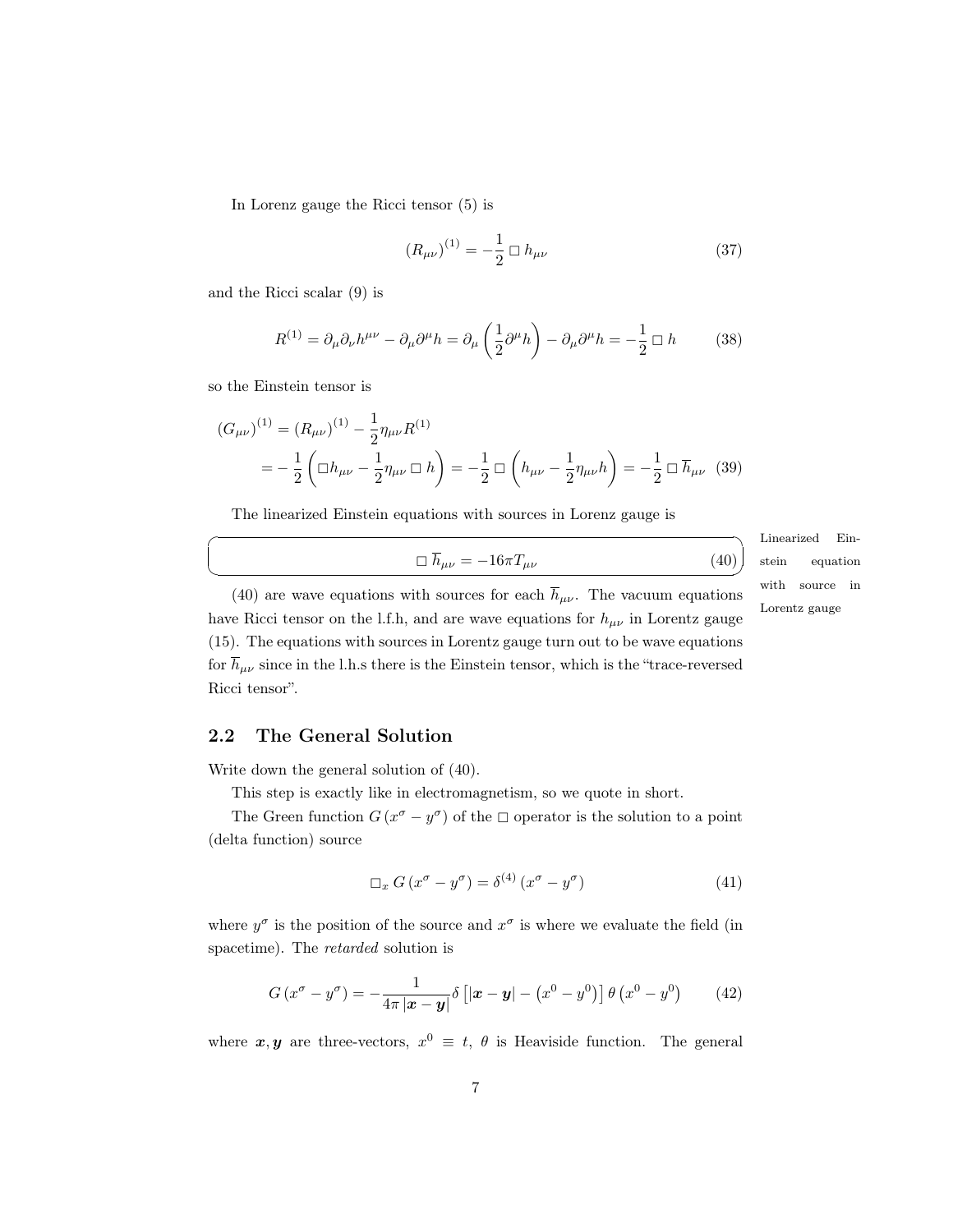In Lorenz gauge the Ricci tensor (5) is

$$(R_{\mu\nu})^{(1)} = -\frac{1}{2} \Box \, h_{\mu\nu} \tag{37}$$

and the Ricci scalar (9) is

$$R^{(1)} = \partial_\mu \partial_\nu h^{\mu\nu} - \partial_\mu \partial^\mu h = \partial_\mu \left( \frac{1}{2} \partial^\mu h \right) - \partial_\mu \partial^\mu h = -\frac{1}{2} \Box \, h \tag{38}$$

so the Einstein tensor is

$$\begin{aligned}(G_{\mu\nu})^{(1)} &= (R_{\mu\nu})^{(1)} - \frac{1}{2}\eta_{\mu\nu} R^{(1)} \\ &= -\frac{1}{2}\left( \Box h_{\mu\nu} - \frac{1}{2}\eta_{\mu\nu} \Box \, h \right) = -\frac{1}{2} \Box \left( h_{\mu\nu} - \frac{1}{2}\eta_{\mu\nu} h \right) = -\frac{1}{2} \Box \, \overline{h}_{\mu\nu}\end{aligned} \tag{39}$$

The linearized Einstein equations with sources in Lorenz gauge is

$$\Box \, \overline{h}_{\mu\nu} = -16\pi T_{\mu\nu} \tag{40}$$

Linearized Einstein equation with source in Lorentz gauge

(40) are wave equations with sources for each $\overline{h}_{\mu\nu}$. The vacuum equations have Ricci tensor on the l.f.h, and are wave equations for $h_{\mu\nu}$ in Lorentz gauge (15). The equations with sources in Lorentz gauge turn out to be wave equations for $\overline{h}_{\mu\nu}$ since in the l.h.s there is the Einstein tensor, which is the "trace-reversed Ricci tensor".

## 2.2 The General Solution

Write down the general solution of (40).

This step is exactly like in electromagnetism, so we quote in short.

The Green function $G(x^\sigma - y^\sigma)$ of the $\Box$ operator is the solution to a point (delta function) source

$$\Box_x \, G(x^\sigma - y^\sigma) = \delta^{(4)}(x^\sigma - y^\sigma) \tag{41}$$

where $y^\sigma$ is the position of the source and $x^\sigma$ is where we evaluate the field (in spacetime). The *retarded* solution is

$$G(x^\sigma - y^\sigma) = -\frac{1}{4\pi |\boldsymbol{x} - \boldsymbol{y}|} \delta\left[ |\boldsymbol{x} - \boldsymbol{y}| - \left(x^0 - y^0\right) \right] \theta\left(x^0 - y^0\right) \tag{42}$$

where $\boldsymbol{x}, \boldsymbol{y}$ are three-vectors, $x^0 \equiv t$, $\theta$ is Heaviside function. The general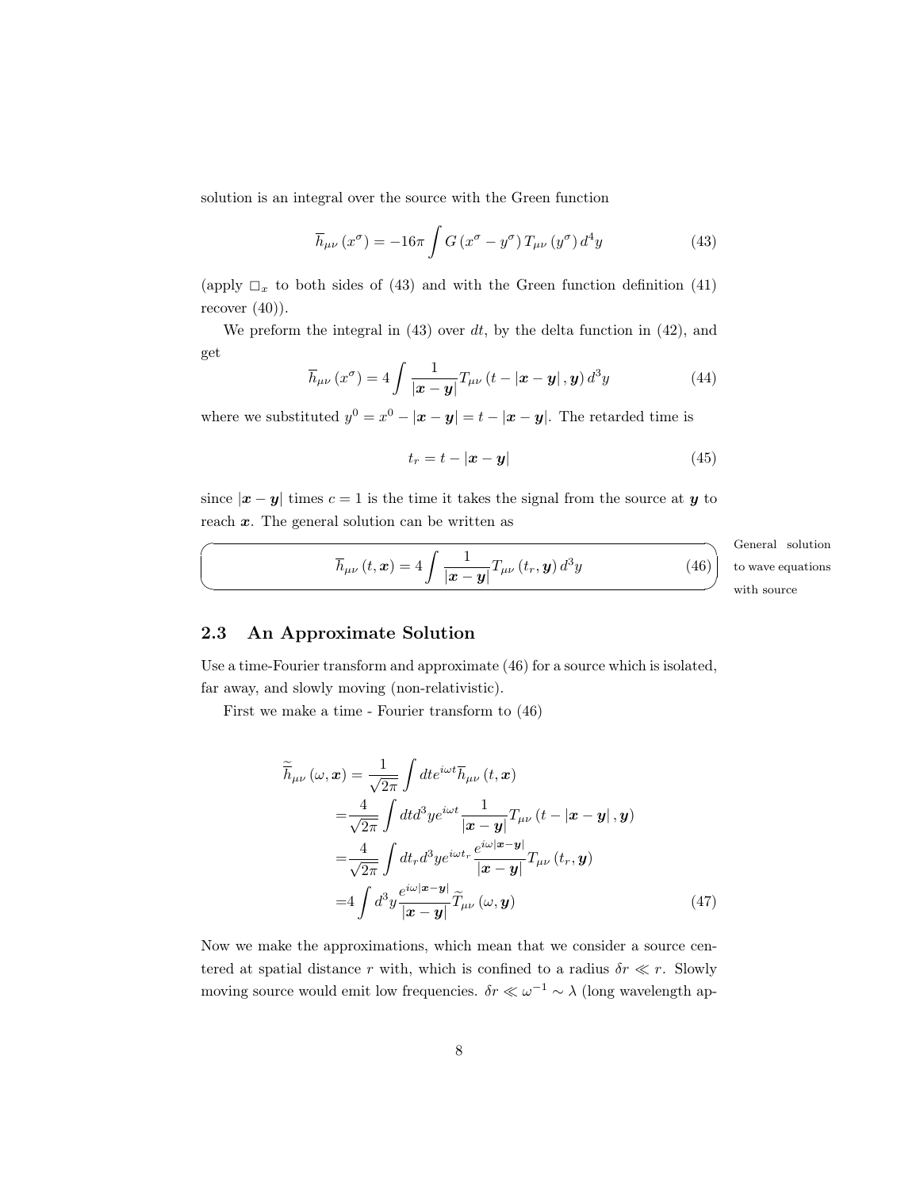solution is an integral over the source with the Green function

$$\overline{h}_{\mu\nu}\left(x^{\sigma}\right) = -16\pi \int G\left(x^{\sigma} - y^{\sigma}\right) T_{\mu\nu}\left(y^{\sigma}\right) d^4y \tag{43}$$

(apply $\Box_x$ to both sides of (43) and with the Green function definition (41) recover (40)).

We preform the integral in (43) over $dt$, by the delta function in (42), and get

$$\overline{h}_{\mu\nu}\left(x^{\sigma}\right) = 4 \int \frac{1}{|\boldsymbol{x} - \boldsymbol{y}|} T_{\mu\nu}\left(t - |\boldsymbol{x} - \boldsymbol{y}|, \boldsymbol{y}\right) d^3y \tag{44}$$

where we substituted $y^0 = x^0 - |\boldsymbol{x} - \boldsymbol{y}| = t - |\boldsymbol{x} - \boldsymbol{y}|$. The retarded time is

$$t_r = t - |\boldsymbol{x} - \boldsymbol{y}| \tag{45}$$

since $|\boldsymbol{x} - \boldsymbol{y}|$ times $c = 1$ is the time it takes the signal from the source at $\boldsymbol{y}$ to reach $\boldsymbol{x}$. The general solution can be written as

$$\overline{h}_{\mu\nu}\left(t, \boldsymbol{x}\right) = 4 \int \frac{1}{|\boldsymbol{x} - \boldsymbol{y}|} T_{\mu\nu}\left(t_r, \boldsymbol{y}\right) d^3y \tag{46}$$

General solution to wave equations with source

## 2.3 An Approximate Solution

Use a time-Fourier transform and approximate (46) for a source which is isolated, far away, and slowly moving (non-relativistic).

First we make a time - Fourier transform to (46)

$$\begin{aligned}
\widetilde{\overline{h}}_{\mu\nu}\left(\omega, \boldsymbol{x}\right) &= \frac{1}{\sqrt{2\pi}} \int dt e^{i\omega t} \overline{h}_{\mu\nu}\left(t, \boldsymbol{x}\right) \\
&= \frac{4}{\sqrt{2\pi}} \int dt d^3y e^{i\omega t} \frac{1}{|\boldsymbol{x} - \boldsymbol{y}|} T_{\mu\nu}\left(t - |\boldsymbol{x} - \boldsymbol{y}|, \boldsymbol{y}\right) \\
&= \frac{4}{\sqrt{2\pi}} \int dt_r d^3y e^{i\omega t_r} \frac{e^{i\omega|\boldsymbol{x} - \boldsymbol{y}|}}{|\boldsymbol{x} - \boldsymbol{y}|} T_{\mu\nu}\left(t_r, \boldsymbol{y}\right) \\
&= 4 \int d^3y \frac{e^{i\omega|\boldsymbol{x} - \boldsymbol{y}|}}{|\boldsymbol{x} - \boldsymbol{y}|} \widetilde{T}_{\mu\nu}\left(\omega, \boldsymbol{y}\right)
\end{aligned} \tag{47}$$

Now we make the approximations, which mean that we consider a source centered at spatial distance $r$ with, which is confined to a radius $\delta r \ll r$. Slowly moving source would emit low frequencies. $\delta r \ll \omega^{-1} \sim \lambda$ (long wavelength ap-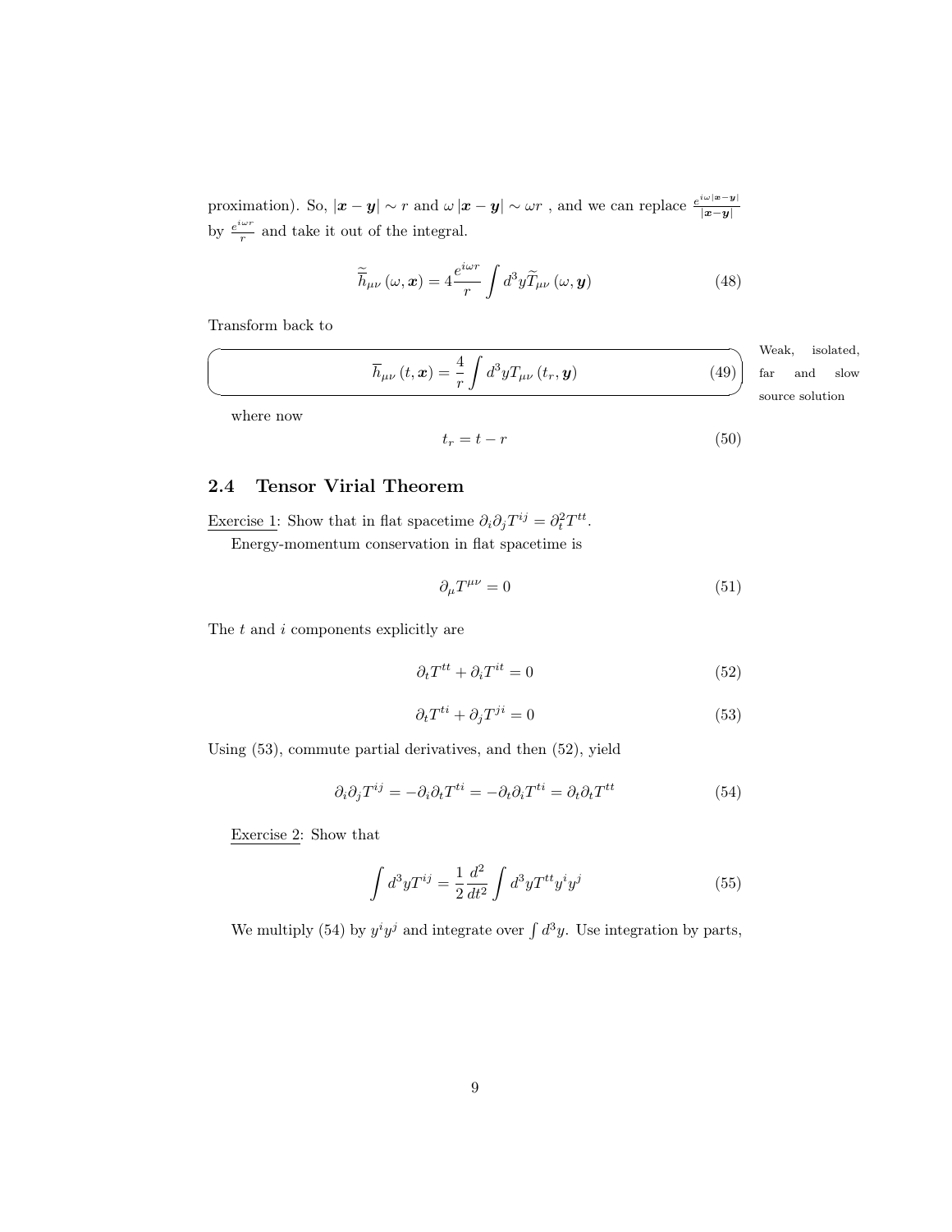proximation). So, $|\boldsymbol{x}-\boldsymbol{y}| \sim r$ and $\omega|\boldsymbol{x}-\boldsymbol{y}| \sim \omega r$ , and we can replace $\frac{e^{i\omega|\boldsymbol{x}-\boldsymbol{y}|}}{|\boldsymbol{x}-\boldsymbol{y}|}$ by $\frac{e^{i\omega r}}{r}$ and take it out of the integral.

$$\widetilde{\overline{h}}_{\mu\nu}(\omega,\boldsymbol{x}) = 4\frac{e^{i\omega r}}{r}\int d^3y \widetilde{T}_{\mu\nu}(\omega,\boldsymbol{y}) \tag{48}$$

Transform back to

$$\overline{h}_{\mu\nu}(t,\boldsymbol{x}) = \frac{4}{r}\int d^3y T_{\mu\nu}(t_r,\boldsymbol{y}) \tag{49}$$

Weak, isolated, far and slow source solution

where now

$$t_r = t - r \tag{50}$$

## 2.4 Tensor Virial Theorem

Exercise 1: Show that in flat spacetime $\partial_i\partial_j T^{ij} = \partial_t^2 T^{tt}$.

Energy-momentum conservation in flat spacetime is

$$\partial_\mu T^{\mu\nu} = 0 \tag{51}$$

The $t$ and $i$ components explicitly are

$$\partial_t T^{tt} + \partial_i T^{it} = 0 \tag{52}$$

$$\partial_t T^{ti} + \partial_j T^{ji} = 0 \tag{53}$$

Using (53), commute partial derivatives, and then (52), yield

$$\partial_i\partial_j T^{ij} = -\partial_i\partial_t T^{ti} = -\partial_t\partial_i T^{ti} = \partial_t\partial_t T^{tt} \tag{54}$$

Exercise 2: Show that

$$\int d^3y T^{ij} = \frac{1}{2}\frac{d^2}{dt^2}\int d^3y T^{tt} y^i y^j \tag{55}$$

We multiply (54) by $y^i y^j$ and integrate over $\int d^3y$. Use integration by parts,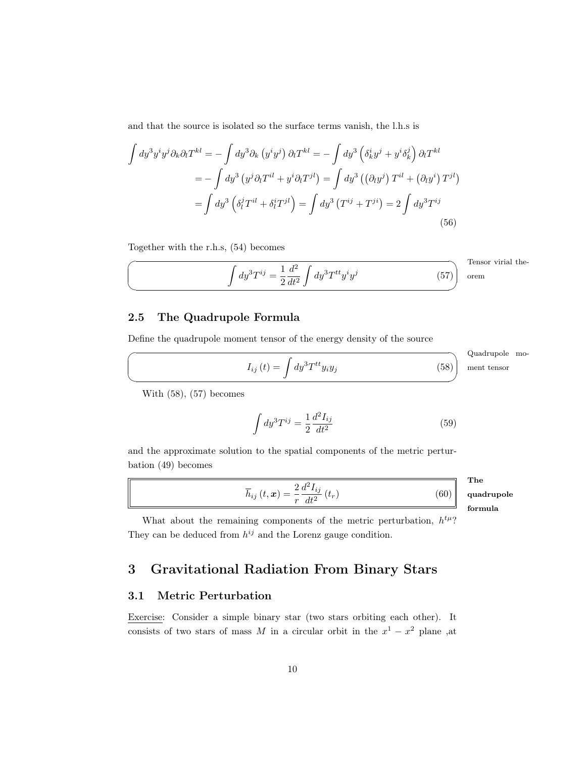and that the source is isolated so the surface terms vanish, the l.h.s is

$$
\begin{aligned}
\int dy^3 y^i y^j \partial_k \partial_l T^{kl} &= -\int dy^3 \partial_k \left(y^i y^j\right) \partial_l T^{kl} = -\int dy^3 \left(\delta_k^i y^j + y^i \delta_k^j\right) \partial_l T^{kl} \\
&= -\int dy^3 \left(y^j \partial_l T^{il} + y^i \partial_l T^{jl}\right) = \int dy^3 \left(\left(\partial_l y^j\right) T^{il} + \left(\partial_l y^i\right) T^{jl}\right) \\
&= \int dy^3 \left(\delta_l^j T^{il} + \delta_l^i T^{jl}\right) = \int dy^3 \left(T^{ij} + T^{ji}\right) = 2\int dy^3 T^{ij}
\end{aligned}
\tag{56}
$$

Together with the r.h.s, (54) becomes

$$
\int dy^3 T^{ij} = \frac{1}{2}\frac{d^2}{dt^2}\int dy^3 T^{tt} y^i y^j \tag{57}
$$

Tensor virial theorem

## 2.5 The Quadrupole Formula

Define the quadrupole moment tensor of the energy density of the source

$$
I_{ij}(t) = \int dy^3 T^{tt} y_i y_j \tag{58}
$$

Quadrupole moment tensor

With (58), (57) becomes

$$
\int dy^3 T^{ij} = \frac{1}{2}\frac{d^2 I_{ij}}{dt^2} \tag{59}
$$

and the approximate solution to the spatial components of the metric perturbation (49) becomes

$$
\overline{h}_{ij}(t, \boldsymbol{x}) = \frac{2}{r}\frac{d^2 I_{ij}}{dt^2}(t_r) \tag{60}
$$

**The quadrupole formula**

What about the remaining components of the metric perturbation, $h^{t\mu}$? They can be deduced from $h^{ij}$ and the Lorenz gauge condition.

# 3 Gravitational Radiation From Binary Stars

## 3.1 Metric Perturbation

Exercise: Consider a simple binary star (two stars orbiting each other). It consists of two stars of mass $M$ in a circular orbit in the $x^1 - x^2$ plane ,at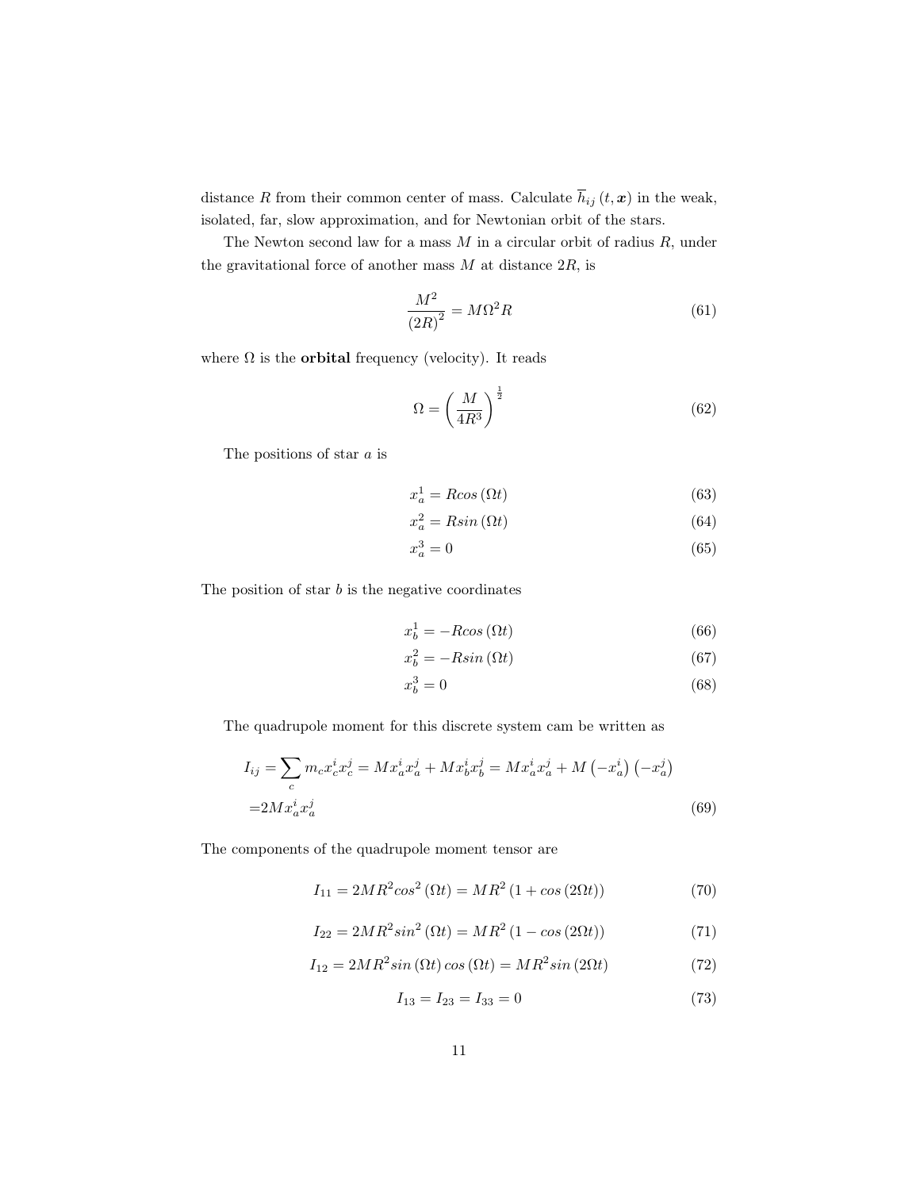distance $R$ from their common center of mass. Calculate $\overline{h}_{ij}(t, \boldsymbol{x})$ in the weak, isolated, far, slow approximation, and for Newtonian orbit of the stars.

The Newton second law for a mass $M$ in a circular orbit of radius $R$, under the gravitational force of another mass $M$ at distance $2R$, is

$$\frac{M^2}{(2R)^2} = M\Omega^2 R \tag{61}$$

where $\Omega$ is the **orbital** frequency (velocity). It reads

$$\Omega = \left(\frac{M}{4R^3}\right)^{\frac{1}{2}} \tag{62}$$

The positions of star $a$ is

$$x_a^1 = Rcos(\Omega t) \tag{63}$$

$$x_a^2 = Rsin(\Omega t) \tag{64}$$

$$x_a^3 = 0 \tag{65}$$

The position of star $b$ is the negative coordinates

$$x_b^1 = -Rcos(\Omega t) \tag{66}$$

$$x_b^2 = -Rsin(\Omega t) \tag{67}$$

$$x_b^3 = 0 \tag{68}$$

The quadrupole moment for this discrete system cam be written as

$$I_{ij} = \sum_c m_c x_c^i x_c^j = M x_a^i x_a^j + M x_b^i x_b^j = M x_a^i x_a^j + M\left(-x_a^i\right)\left(-x_a^j\right)$$
$$= 2M x_a^i x_a^j \tag{69}$$

The components of the quadrupole moment tensor are

$$I_{11} = 2MR^2 cos^2(\Omega t) = MR^2(1 + cos(2\Omega t)) \tag{70}$$

$$I_{22} = 2MR^2 sin^2(\Omega t) = MR^2(1 - cos(2\Omega t)) \tag{71}$$

$$I_{12} = 2MR^2 sin(\Omega t) cos(\Omega t) = MR^2 sin(2\Omega t) \tag{72}$$

$$I_{13} = I_{23} = I_{33} = 0 \tag{73}$$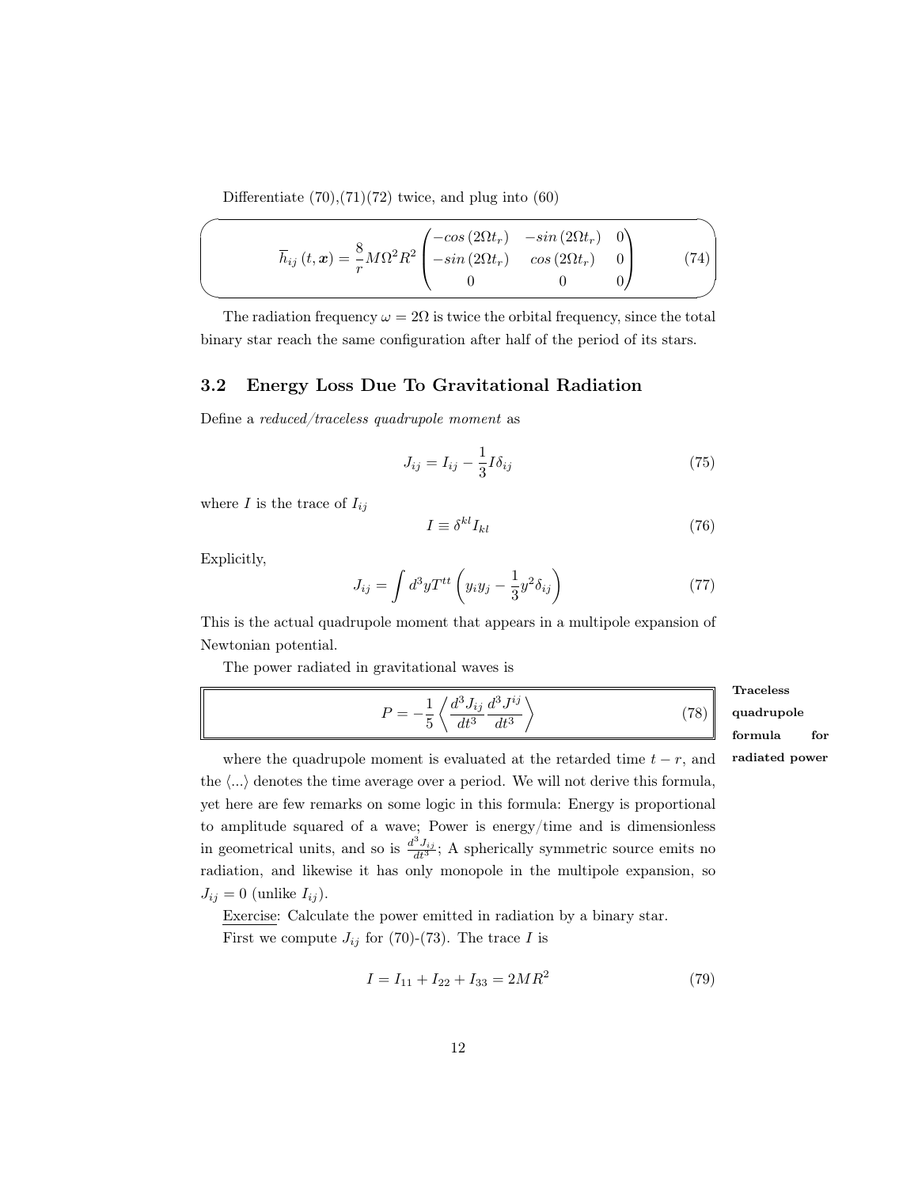Differentiate (70),(71)(72) twice, and plug into (60)

$$\overline{h}_{ij}\left(t,\boldsymbol{x}\right)=\frac{8}{r}M\Omega^{2}R^{2}\begin{pmatrix}-cos\left(2\Omega t_{r}\right) & -sin\left(2\Omega t_{r}\right) & 0\\ -sin\left(2\Omega t_{r}\right) & cos\left(2\Omega t_{r}\right) & 0\\ 0 & 0 & 0\end{pmatrix}\tag{74}$$

The radiation frequency $\omega = 2\Omega$ is twice the orbital frequency, since the total binary star reach the same configuration after half of the period of its stars.

## 3.2 Energy Loss Due To Gravitational Radiation

Define a *reduced/traceless quadrupole moment* as

$$J_{ij}=I_{ij}-\frac{1}{3}I\delta_{ij}\tag{75}$$

where $I$ is the trace of $I_{ij}$

$$I\equiv\delta^{kl}I_{kl}\tag{76}$$

Explicitly,

$$J_{ij}=\int d^{3}yT^{tt}\left(y_{i}y_{j}-\frac{1}{3}y^{2}\delta_{ij}\right)\tag{77}$$

This is the actual quadrupole moment that appears in a multipole expansion of Newtonian potential.

The power radiated in gravitational waves is

**Traceless quadrupole formula for radiated power**

$$P=-\frac{1}{5}\left\langle \frac{d^{3}J_{ij}}{dt^{3}}\frac{d^{3}J^{ij}}{dt^{3}}\right\rangle \tag{78}$$

where the quadrupole moment is evaluated at the retarded time $t-r$, and the $\langle ... \rangle$ denotes the time average over a period. We will not derive this formula, yet here are few remarks on some logic in this formula: Energy is proportional to amplitude squared of a wave; Power is energy/time and is dimensionless in geometrical units, and so is $\frac{d^{3}J_{ij}}{dt^{3}}$; A spherically symmetric source emits no radiation, and likewise it has only monopole in the multipole expansion, so $J_{ij}=0$ (unlike $I_{ij}$).

<u>Exercise</u>: Calculate the power emitted in radiation by a binary star.

First we compute $J_{ij}$ for (70)-(73). The trace $I$ is

$$I=I_{11}+I_{22}+I_{33}=2MR^{2}\tag{79}$$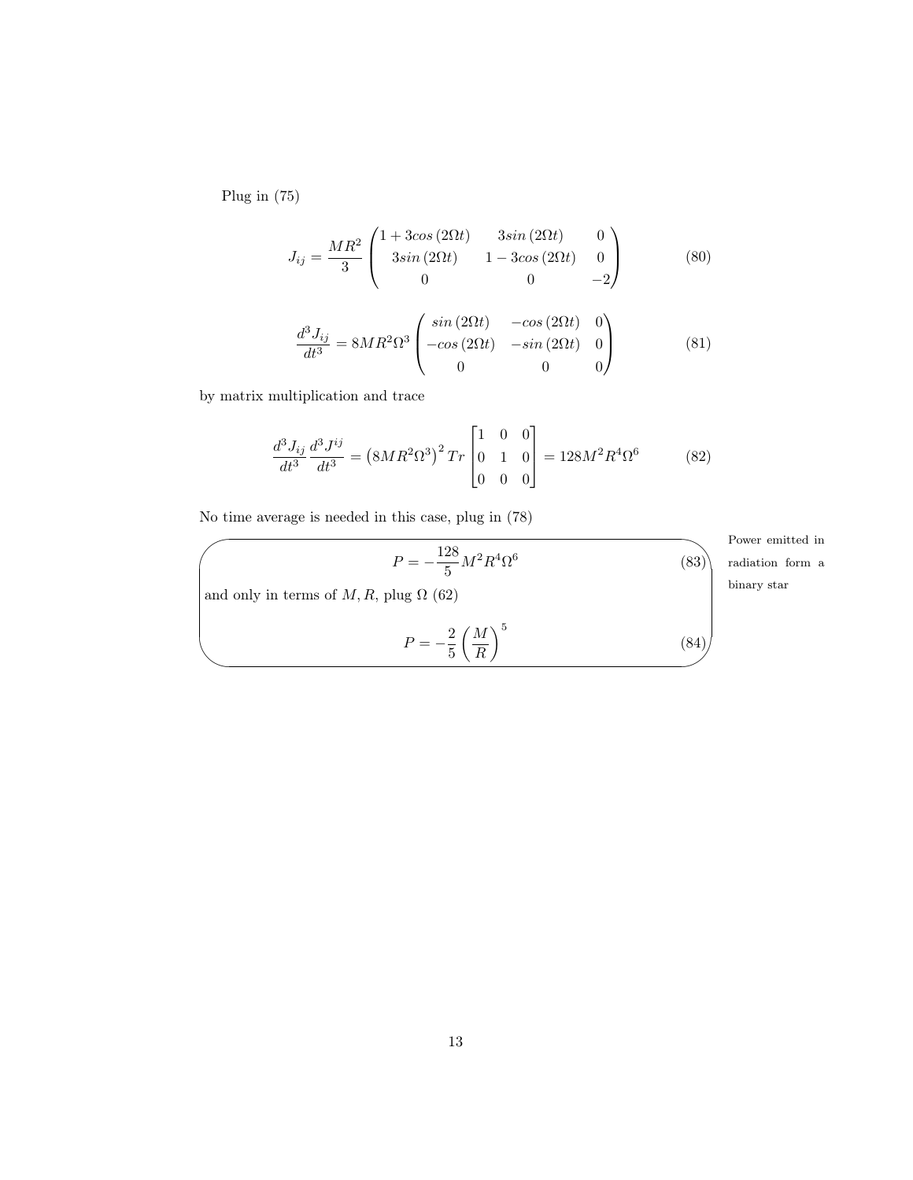Plug in (75)

$$J_{ij} = \frac{MR^2}{3} \begin{pmatrix} 1 + 3cos\left(2\Omega t\right) & 3sin\left(2\Omega t\right) & 0 \\ 3sin\left(2\Omega t\right) & 1 - 3cos\left(2\Omega t\right) & 0 \\ 0 & 0 & -2 \end{pmatrix} \tag{80}$$

$$\frac{d^3 J_{ij}}{dt^3} = 8MR^2\Omega^3 \begin{pmatrix} sin\left(2\Omega t\right) & -cos\left(2\Omega t\right) & 0 \\ -cos\left(2\Omega t\right) & -sin\left(2\Omega t\right) & 0 \\ 0 & 0 & 0 \end{pmatrix} \tag{81}$$

by matrix multiplication and trace

$$\frac{d^3 J_{ij}}{dt^3}\frac{d^3 J^{ij}}{dt^3} = \left(8MR^2\Omega^3\right)^2 Tr \begin{bmatrix} 1 & 0 & 0 \\ 0 & 1 & 0 \\ 0 & 0 & 0 \end{bmatrix} = 128M^2R^4\Omega^6 \tag{82}$$

No time average is needed in this case, plug in (78)

$$P = -\frac{128}{5}M^2R^4\Omega^6 \tag{83}$$

and only in terms of $M, R$, plug $\Omega$ (62)

$$P = -\frac{2}{5}\left(\frac{M}{R}\right)^5 \tag{84}$$

Power emitted in radiation form a binary star